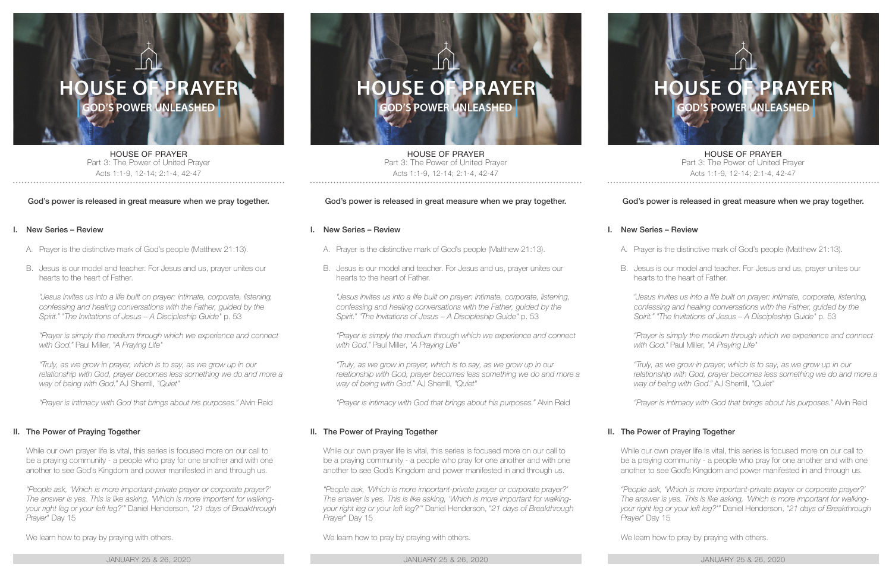# HOUSE OF PRAYER

**GOD'S POWER UNLEASHED**

HOUSE OF PRAYER
Part 3: The Power of United Prayer
Acts 1:1-9, 12-14; 2:1-4, 42-47

**God's power is released in great measure when we pray together.**

## I. New Series – Review

A. Prayer is the distinctive mark of God's people (Matthew 21:13).

B. Jesus is our model and teacher. For Jesus and us, prayer unites our hearts to the heart of Father.

*"Jesus invites us into a life built on prayer: intimate, corporate, listening, confessing and healing conversations with the Father, guided by the Spirit." "The Invitations of Jesus – A Discipleship Guide"* p. 53

*"Prayer is simply the medium through which we experience and connect with God."* Paul Miller, *"A Praying Life"*

*"Truly, as we grow in prayer, which is to say, as we grow up in our relationship with God, prayer becomes less something we do and more a way of being with God."* AJ Sherrill, *"Quiet"*

*"Prayer is intimacy with God that brings about his purposes."* Alvin Reid

## II. The Power of Praying Together

While our own prayer life is vital, this series is focused more on our call to be a praying community - a people who pray for one another and with one another to see God's Kingdom and power manifested in and through us.

*"People ask, 'Which is more important-private prayer or corporate prayer?' The answer is yes. This is like asking, 'Which is more important for walking-your right leg or your left leg?'"* Daniel Henderson, *"21 days of Breakthrough Prayer"* Day 15

We learn how to pray by praying with others.

JANUARY 25 & 26, 2020

---

# HOUSE OF PRAYER

**GOD'S POWER UNLEASHED**

HOUSE OF PRAYER
Part 3: The Power of United Prayer
Acts 1:1-9, 12-14; 2:1-4, 42-47

**God's power is released in great measure when we pray together.**

## I. New Series – Review

A. Prayer is the distinctive mark of God's people (Matthew 21:13).

B. Jesus is our model and teacher. For Jesus and us, prayer unites our hearts to the heart of Father.

*"Jesus invites us into a life built on prayer: intimate, corporate, listening, confessing and healing conversations with the Father, guided by the Spirit." "The Invitations of Jesus – A Discipleship Guide"* p. 53

*"Prayer is simply the medium through which we experience and connect with God."* Paul Miller, *"A Praying Life"*

*"Truly, as we grow in prayer, which is to say, as we grow up in our relationship with God, prayer becomes less something we do and more a way of being with God."* AJ Sherrill, *"Quiet"*

*"Prayer is intimacy with God that brings about his purposes."* Alvin Reid

## II. The Power of Praying Together

While our own prayer life is vital, this series is focused more on our call to be a praying community - a people who pray for one another and with one another to see God's Kingdom and power manifested in and through us.

*"People ask, 'Which is more important-private prayer or corporate prayer?' The answer is yes. This is like asking, 'Which is more important for walking-your right leg or your left leg?'"* Daniel Henderson, *"21 days of Breakthrough Prayer"* Day 15

We learn how to pray by praying with others.

JANUARY 25 & 26, 2020

---

# HOUSE OF PRAYER

**GOD'S POWER UNLEASHED**

HOUSE OF PRAYER
Part 3: The Power of United Prayer
Acts 1:1-9, 12-14; 2:1-4, 42-47

**God's power is released in great measure when we pray together.**

## I. New Series – Review

A. Prayer is the distinctive mark of God's people (Matthew 21:13).

B. Jesus is our model and teacher. For Jesus and us, prayer unites our hearts to the heart of Father.

*"Jesus invites us into a life built on prayer: intimate, corporate, listening, confessing and healing conversations with the Father, guided by the Spirit." "The Invitations of Jesus – A Discipleship Guide"* p. 53

*"Prayer is simply the medium through which we experience and connect with God."* Paul Miller, *"A Praying Life"*

*"Truly, as we grow in prayer, which is to say, as we grow up in our relationship with God, prayer becomes less something we do and more a way of being with God."* AJ Sherrill, *"Quiet"*

*"Prayer is intimacy with God that brings about his purposes."* Alvin Reid

## II. The Power of Praying Together

While our own prayer life is vital, this series is focused more on our call to be a praying community - a people who pray for one another and with one another to see God's Kingdom and power manifested in and through us.

*"People ask, 'Which is more important-private prayer or corporate prayer?' The answer is yes. This is like asking, 'Which is more important for walking-your right leg or your left leg?'"* Daniel Henderson, *"21 days of Breakthrough Prayer"* Day 15

We learn how to pray by praying with others.

JANUARY 25 & 26, 2020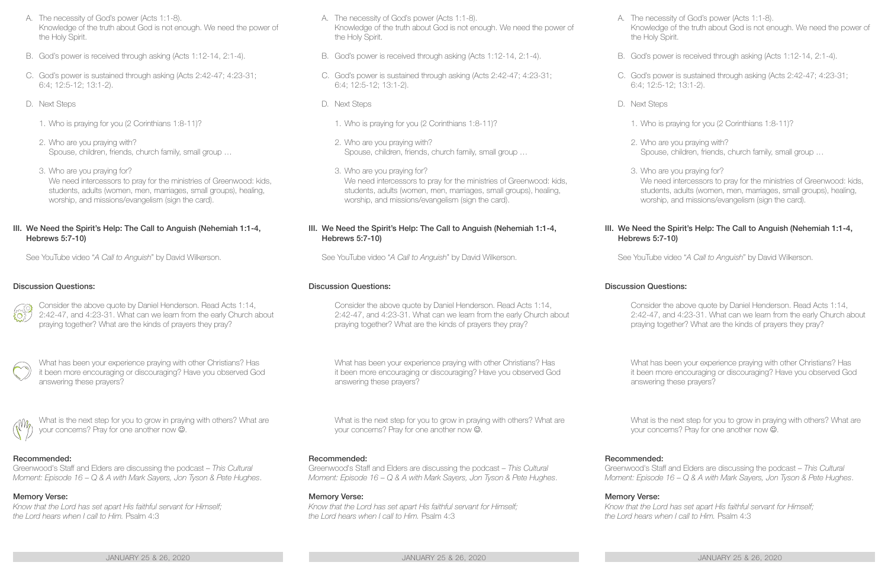A. The necessity of God's power (Acts 1:1-8).
Knowledge of the truth about God is not enough. We need the power of the Holy Spirit.

B. God's power is received through asking (Acts 1:12-14, 2:1-4).

C. God's power is sustained through asking (Acts 2:42-47; 4:23-31; 6:4; 12:5-12; 13:1-2).

D. Next Steps

1. Who is praying for you (2 Corinthians 1:8-11)?

2. Who are you praying with?
Spouse, children, friends, church family, small group …

3. Who are you praying for?
We need intercessors to pray for the ministries of Greenwood: kids, students, adults (women, men, marriages, small groups), healing, worship, and missions/evangelism (sign the card).

### III. We Need the Spirit's Help: The Call to Anguish (Nehemiah 1:1-4, Hebrews 5:7-10)

See YouTube video "*A Call to Anguish*" by David Wilkerson.

**Discussion Questions:**

Consider the above quote by Daniel Henderson. Read Acts 1:14, 2:42-47, and 4:23-31. What can we learn from the early Church about praying together? What are the kinds of prayers they pray?

What has been your experience praying with other Christians? Has it been more encouraging or discouraging? Have you observed God answering these prayers?

What is the next step for you to grow in praying with others? What are your concerns? Pray for one another now ☺.

**Recommended:**
Greenwood's Staff and Elders are discussing the podcast – *This Cultural Moment: Episode 16 – Q & A with Mark Sayers, Jon Tyson & Pete Hughes*.

**Memory Verse:**
*Know that the Lord has set apart His faithful servant for Himself; the Lord hears when I call to Him.* Psalm 4:3

A. The necessity of God's power (Acts 1:1-8).
Knowledge of the truth about God is not enough. We need the power of the Holy Spirit.

B. God's power is received through asking (Acts 1:12-14, 2:1-4).

C. God's power is sustained through asking (Acts 2:42-47; 4:23-31; 6:4; 12:5-12; 13:1-2).

D. Next Steps

1. Who is praying for you (2 Corinthians 1:8-11)?

2. Who are you praying with?
Spouse, children, friends, church family, small group …

3. Who are you praying for?
We need intercessors to pray for the ministries of Greenwood: kids, students, adults (women, men, marriages, small groups), healing, worship, and missions/evangelism (sign the card).

### III. We Need the Spirit's Help: The Call to Anguish (Nehemiah 1:1-4, Hebrews 5:7-10)

See YouTube video "*A Call to Anguish*" by David Wilkerson.

**Discussion Questions:**

Consider the above quote by Daniel Henderson. Read Acts 1:14, 2:42-47, and 4:23-31. What can we learn from the early Church about praying together? What are the kinds of prayers they pray?

What has been your experience praying with other Christians? Has it been more encouraging or discouraging? Have you observed God answering these prayers?

What is the next step for you to grow in praying with others? What are your concerns? Pray for one another now ☺.

**Recommended:**
Greenwood's Staff and Elders are discussing the podcast – *This Cultural Moment: Episode 16 – Q & A with Mark Sayers, Jon Tyson & Pete Hughes*.

**Memory Verse:**
*Know that the Lord has set apart His faithful servant for Himself; the Lord hears when I call to Him.* Psalm 4:3

A. The necessity of God's power (Acts 1:1-8).
Knowledge of the truth about God is not enough. We need the power of the Holy Spirit.

B. God's power is received through asking (Acts 1:12-14, 2:1-4).

C. God's power is sustained through asking (Acts 2:42-47; 4:23-31; 6:4; 12:5-12; 13:1-2).

D. Next Steps

1. Who is praying for you (2 Corinthians 1:8-11)?

2. Who are you praying with?
Spouse, children, friends, church family, small group …

3. Who are you praying for?
We need intercessors to pray for the ministries of Greenwood: kids, students, adults (women, men, marriages, small groups), healing, worship, and missions/evangelism (sign the card).

### III. We Need the Spirit's Help: The Call to Anguish (Nehemiah 1:1-4, Hebrews 5:7-10)

See YouTube video "*A Call to Anguish*" by David Wilkerson.

**Discussion Questions:**

Consider the above quote by Daniel Henderson. Read Acts 1:14, 2:42-47, and 4:23-31. What can we learn from the early Church about praying together? What are the kinds of prayers they pray?

What has been your experience praying with other Christians? Has it been more encouraging or discouraging? Have you observed God answering these prayers?

What is the next step for you to grow in praying with others? What are your concerns? Pray for one another now ☺.

**Recommended:**
Greenwood's Staff and Elders are discussing the podcast – *This Cultural Moment: Episode 16 – Q & A with Mark Sayers, Jon Tyson & Pete Hughes*.

**Memory Verse:**
*Know that the Lord has set apart His faithful servant for Himself; the Lord hears when I call to Him.* Psalm 4:3